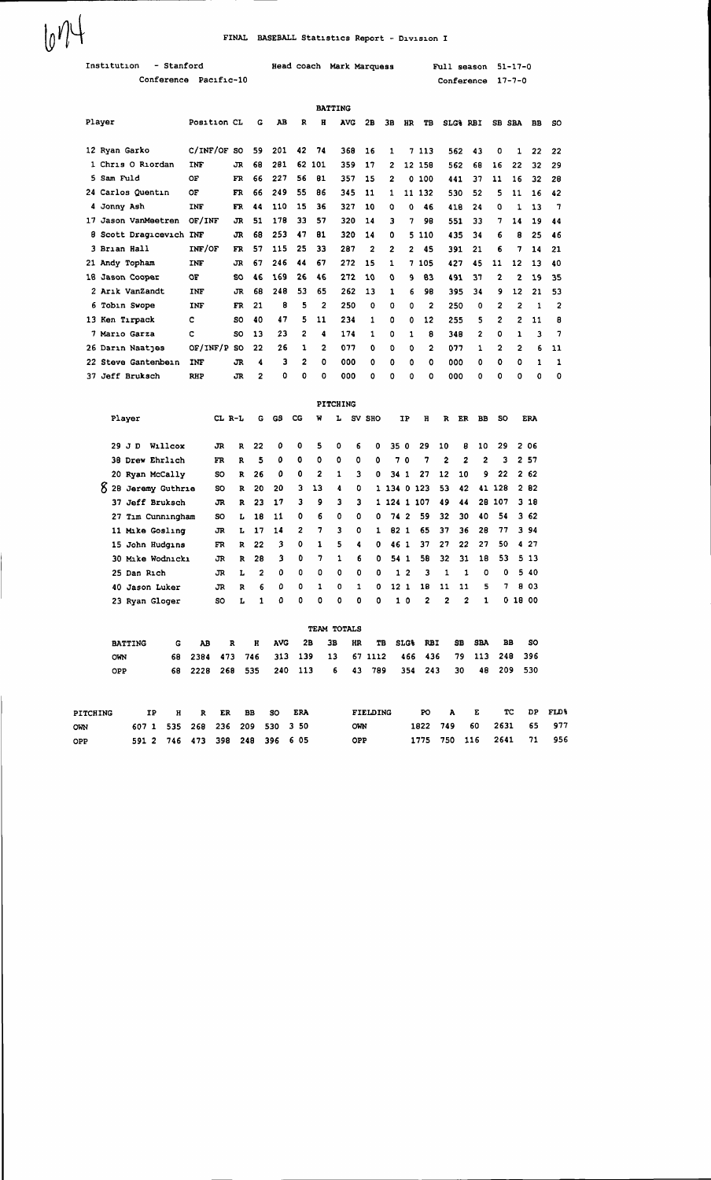674

# FINAL BASEBALL Statistics Report - Division I

Institution - Stanford &nbsp;&nbsp;&nbsp; Head coach Mark Marquess &nbsp;&nbsp;&nbsp; Full season 51-17-0

Conference Pacific-10 &nbsp;&nbsp;&nbsp; Conference 17-7-0

## BATTING

| Player | Position | CL | G | AB | R | H | AVG | 2B | 3B | HR | TB | SLG% | RBI | SB | SBA | BB | SO |
|---|---|---|---|---|---|---|---|---|---|---|---|---|---|---|---|---|---|
| 12 Ryan Garko | C/INF/OF | SO | 59 | 201 | 42 | 74 | 368 | 16 | 1 | 7 | 113 | 562 | 43 | 0 | 1 | 22 | 22 |
| 1 Chris O Riordan | INF | JR | 68 | 281 | 62 | 101 | 359 | 17 | 2 | 12 | 158 | 562 | 68 | 16 | 22 | 32 | 29 |
| 5 Sam Fuld | OF | FR | 66 | 227 | 56 | 81 | 357 | 15 | 2 | 0 | 100 | 441 | 37 | 11 | 16 | 32 | 28 |
| 24 Carlos Quentin | OF | FR | 66 | 249 | 55 | 86 | 345 | 11 | 1 | 11 | 132 | 530 | 52 | 5 | 11 | 16 | 42 |
| 4 Jonny Ash | INF | FR | 44 | 110 | 15 | 36 | 327 | 10 | 0 | 0 | 46 | 418 | 24 | 0 | 1 | 13 | 7 |
| 17 Jason VanMeetren | OF/INF | JR | 51 | 178 | 33 | 57 | 320 | 14 | 3 | 7 | 98 | 551 | 33 | 7 | 14 | 19 | 44 |
| 8 Scott Dragicevich | INF | JR | 68 | 253 | 47 | 81 | 320 | 14 | 0 | 5 | 110 | 435 | 34 | 6 | 8 | 25 | 46 |
| 3 Brian Hall | INF/OF | FR | 57 | 115 | 25 | 33 | 287 | 2 | 2 | 2 | 45 | 391 | 21 | 6 | 7 | 14 | 21 |
| 21 Andy Topham | INF | JR | 67 | 246 | 44 | 67 | 272 | 15 | 1 | 7 | 105 | 427 | 45 | 11 | 12 | 13 | 40 |
| 18 Jason Cooper | OF | SO | 46 | 169 | 26 | 46 | 272 | 10 | 0 | 9 | 83 | 491 | 37 | 2 | 2 | 19 | 35 |
| 2 Arik VanZandt | INF | JR | 68 | 248 | 53 | 65 | 262 | 13 | 1 | 6 | 98 | 395 | 34 | 9 | 12 | 21 | 53 |
| 6 Tobin Swope | INF | FR | 21 | 8 | 5 | 2 | 250 | 0 | 0 | 0 | 2 | 250 | 0 | 2 | 2 | 1 | 2 |
| 13 Ken Tirpack | C | SO | 40 | 47 | 5 | 11 | 234 | 1 | 0 | 0 | 12 | 255 | 5 | 2 | 2 | 11 | 8 |
| 7 Mario Garza | C | SO | 13 | 23 | 2 | 4 | 174 | 1 | 0 | 1 | 8 | 348 | 2 | 0 | 1 | 3 | 7 |
| 26 Darin Naatjes | OF/INF/P | SO | 22 | 26 | 1 | 2 | 077 | 0 | 0 | 0 | 2 | 077 | 1 | 2 | 2 | 6 | 11 |
| 22 Steve Gantenbein | INF | JR | 4 | 3 | 2 | 0 | 000 | 0 | 0 | 0 | 0 | 000 | 0 | 0 | 0 | 1 | 1 |
| 37 Jeff Bruksch | RHP | JR | 2 | 0 | 0 | 0 | 000 | 0 | 0 | 0 | 0 | 000 | 0 | 0 | 0 | 0 | 0 |

## PITCHING

| Player | CL | R-L | G | GS | CG | W | L | SV | SHO | IP | H | R | ER | BB | SO | ERA |
|---|---|---|---|---|---|---|---|---|---|---|---|---|---|---|---|---|
| 29 J D Willcox | JR | R | 22 | 0 | 0 | 5 | 0 | 6 | 0 | 35 0 | 29 | 10 | 8 | 10 | 29 | 2 06 |
| 38 Drew Ehrlich | FR | R | 5 | 0 | 0 | 0 | 0 | 0 | 0 | 7 0 | 7 | 2 | 2 | 2 | 3 | 2 57 |
| 20 Ryan McCally | SO | R | 26 | 0 | 0 | 2 | 1 | 3 | 0 | 34 1 | 27 | 12 | 10 | 9 | 22 | 2 62 |
| 8 28 Jeremy Guthrie | SO | R | 20 | 20 | 3 | 13 | 4 | 0 | 1 | 134 0 | 123 | 53 | 42 | 41 | 128 | 2 82 |
| 37 Jeff Bruksch | JR | R | 23 | 17 | 3 | 9 | 3 | 3 | 1 | 124 1 | 107 | 49 | 44 | 28 | 107 | 3 18 |
| 27 Tim Cunningham | SO | L | 18 | 11 | 0 | 6 | 0 | 0 | 0 | 74 2 | 59 | 32 | 30 | 40 | 54 | 3 62 |
| 11 Mike Gosling | JR | L | 17 | 14 | 2 | 7 | 3 | 0 | 1 | 82 1 | 65 | 37 | 36 | 28 | 77 | 3 94 |
| 15 John Hudgins | FR | R | 22 | 3 | 0 | 1 | 5 | 4 | 0 | 46 1 | 37 | 27 | 22 | 27 | 50 | 4 27 |
| 30 Mike Wodnicki | JR | R | 28 | 3 | 0 | 7 | 1 | 6 | 0 | 54 1 | 58 | 32 | 31 | 18 | 53 | 5 13 |
| 25 Dan Rich | JR | L | 2 | 0 | 0 | 0 | 0 | 0 | 0 | 1 2 | 3 | 1 | 1 | 0 | 0 | 5 40 |
| 40 Jason Luker | JR | R | 6 | 0 | 0 | 1 | 0 | 1 | 0 | 12 1 | 18 | 11 | 11 | 5 | 7 | 8 03 |
| 23 Ryan Gloger | SO | L | 1 | 0 | 0 | 0 | 0 | 0 | 0 | 1 0 | 2 | 2 | 2 | 1 | 0 | 18 00 |

## TEAM TOTALS

| BATTING | G | AB | R | H | AVG | 2B | 3B | HR | TB | SLG% | RBI | SB | SBA | BB | SO |
|---|---|---|---|---|---|---|---|---|---|---|---|---|---|---|---|
| OWN | 68 | 2384 | 473 | 746 | 313 | 139 | 13 | 67 | 1112 | 466 | 436 | 79 | 113 | 248 | 396 |
| OPP | 68 | 2228 | 268 | 535 | 240 | 113 | 6 | 43 | 789 | 354 | 243 | 30 | 48 | 209 | 530 |

| PITCHING | IP | H | R | ER | BB | SO | ERA |
|---|---|---|---|---|---|---|---|
| OWN | 607 1 | 535 | 268 | 236 | 209 | 530 | 3 50 |
| OPP | 591 2 | 746 | 473 | 398 | 248 | 396 | 6 05 |

| FIELDING | PO | A | E | TC | DP | FLD% |
|---|---|---|---|---|---|---|
| OWN | 1822 | 749 | 60 | 2631 | 65 | 977 |
| OPP | 1775 | 750 | 116 | 2641 | 71 | 956 |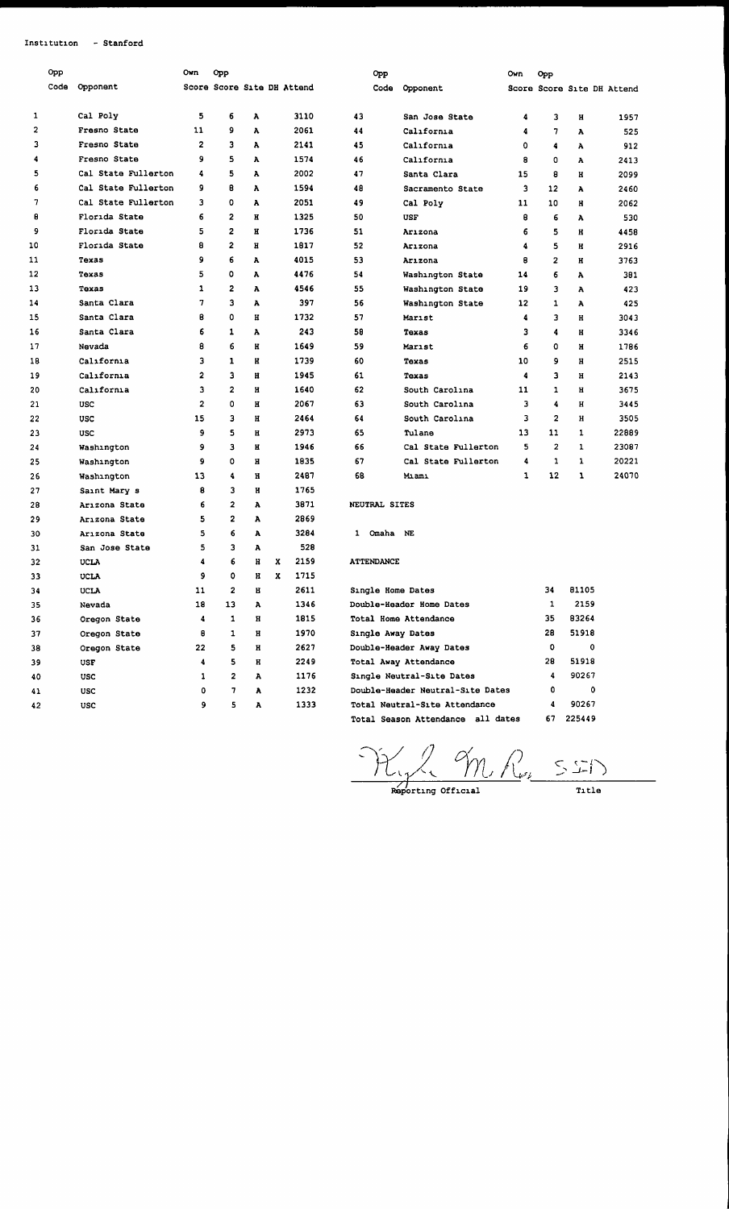Institution - Stanford

| | Opp Code | Opponent | Own Score | Opp Score | Site | DH | Attend |
|---|---|---|---|---|---|---|---|
| 1 | | Cal Poly | 5 | 6 | A | | 3110 |
| 2 | | Fresno State | 11 | 9 | A | | 2061 |
| 3 | | Fresno State | 2 | 3 | A | | 2141 |
| 4 | | Fresno State | 9 | 5 | A | | 1574 |
| 5 | | Cal State Fullerton | 4 | 5 | A | | 2002 |
| 6 | | Cal State Fullerton | 9 | 8 | A | | 1594 |
| 7 | | Cal State Fullerton | 3 | 0 | A | | 2051 |
| 8 | | Florida State | 6 | 2 | H | | 1325 |
| 9 | | Florida State | 5 | 2 | H | | 1736 |
| 10 | | Florida State | 8 | 2 | H | | 1817 |
| 11 | | Texas | 9 | 6 | A | | 4015 |
| 12 | | Texas | 5 | 0 | A | | 4476 |
| 13 | | Texas | 1 | 2 | A | | 4546 |
| 14 | | Santa Clara | 7 | 3 | A | | 397 |
| 15 | | Santa Clara | 8 | 0 | H | | 1732 |
| 16 | | Santa Clara | 6 | 1 | A | | 243 |
| 17 | | Nevada | 8 | 6 | H | | 1649 |
| 18 | | California | 3 | 1 | H | | 1739 |
| 19 | | California | 2 | 3 | H | | 1945 |
| 20 | | California | 3 | 2 | H | | 1640 |
| 21 | | USC | 2 | 0 | H | | 2067 |
| 22 | | USC | 15 | 3 | H | | 2464 |
| 23 | | USC | 9 | 5 | H | | 2973 |
| 24 | | Washington | 9 | 3 | H | | 1946 |
| 25 | | Washington | 9 | 0 | H | | 1835 |
| 26 | | Washington | 13 | 4 | H | | 2487 |
| 27 | | Saint Mary s | 8 | 3 | H | | 1765 |
| 28 | | Arizona State | 6 | 2 | A | | 3871 |
| 29 | | Arizona State | 5 | 2 | A | | 2869 |
| 30 | | Arizona State | 5 | 6 | A | | 3284 |
| 31 | | San Jose State | 5 | 3 | A | | 528 |
| 32 | | UCLA | 4 | 6 | H | X | 2159 |
| 33 | | UCLA | 9 | 0 | H | X | 1715 |
| 34 | | UCLA | 11 | 2 | H | | 2611 |
| 35 | | Nevada | 18 | 13 | A | | 1346 |
| 36 | | Oregon State | 4 | 1 | H | | 1815 |
| 37 | | Oregon State | 8 | 1 | H | | 1970 |
| 38 | | Oregon State | 22 | 5 | H | | 2627 |
| 39 | | USF | 4 | 5 | H | | 2249 |
| 40 | | USC | 1 | 2 | A | | 1176 |
| 41 | | USC | 0 | 7 | A | | 1232 |
| 42 | | USC | 9 | 5 | A | | 1333 |
| 43 | | San Jose State | 4 | 3 | H | | 1957 |
| 44 | | California | 4 | 7 | A | | 525 |
| 45 | | California | 0 | 4 | A | | 912 |
| 46 | | California | 8 | 0 | A | | 2413 |
| 47 | | Santa Clara | 15 | 8 | H | | 2099 |
| 48 | | Sacramento State | 3 | 12 | A | | 2460 |
| 49 | | Cal Poly | 11 | 10 | H | | 2062 |
| 50 | | USF | 8 | 6 | A | | 530 |
| 51 | | Arizona | 6 | 5 | H | | 4458 |
| 52 | | Arizona | 4 | 5 | H | | 2916 |
| 53 | | Arizona | 8 | 2 | H | | 3763 |
| 54 | | Washington State | 14 | 6 | A | | 381 |
| 55 | | Washington State | 19 | 3 | A | | 423 |
| 56 | | Washington State | 12 | 1 | A | | 425 |
| 57 | | Marist | 4 | 3 | H | | 3043 |
| 58 | | Texas | 3 | 4 | H | | 3346 |
| 59 | | Marist | 6 | 0 | H | | 1786 |
| 60 | | Texas | 10 | 9 | H | | 2515 |
| 61 | | Texas | 4 | 3 | H | | 2143 |
| 62 | | South Carolina | 11 | 1 | H | | 3675 |
| 63 | | South Carolina | 3 | 4 | H | | 3445 |
| 64 | | South Carolina | 3 | 2 | H | | 3505 |
| 65 | | Tulane | 13 | 11 | 1 | | 22889 |
| 66 | | Cal State Fullerton | 5 | 2 | 1 | | 23087 |
| 67 | | Cal State Fullerton | 4 | 1 | 1 | | 20221 |
| 68 | | Miami | 1 | 12 | 1 | | 24070 |

NEUTRAL SITES

1 Omaha NE

ATTENDANCE

| | | |
|---|---|---|
| Single Home Dates | 34 | 81105 |
| Double-Header Home Dates | 1 | 2159 |
| Total Home Attendance | 35 | 83264 |
| Single Away Dates | 28 | 51918 |
| Double-Header Away Dates | 0 | 0 |
| Total Away Attendance | 28 | 51918 |
| Single Neutral-Site Dates | 4 | 90267 |
| Double-Header Neutral-Site Dates | 0 | 0 |
| Total Neutral-Site Attendance | 4 | 90267 |
| Total Season Attendance all dates | 67 | 225449 |

Kyle McRae SSID

Reporting Official — Title